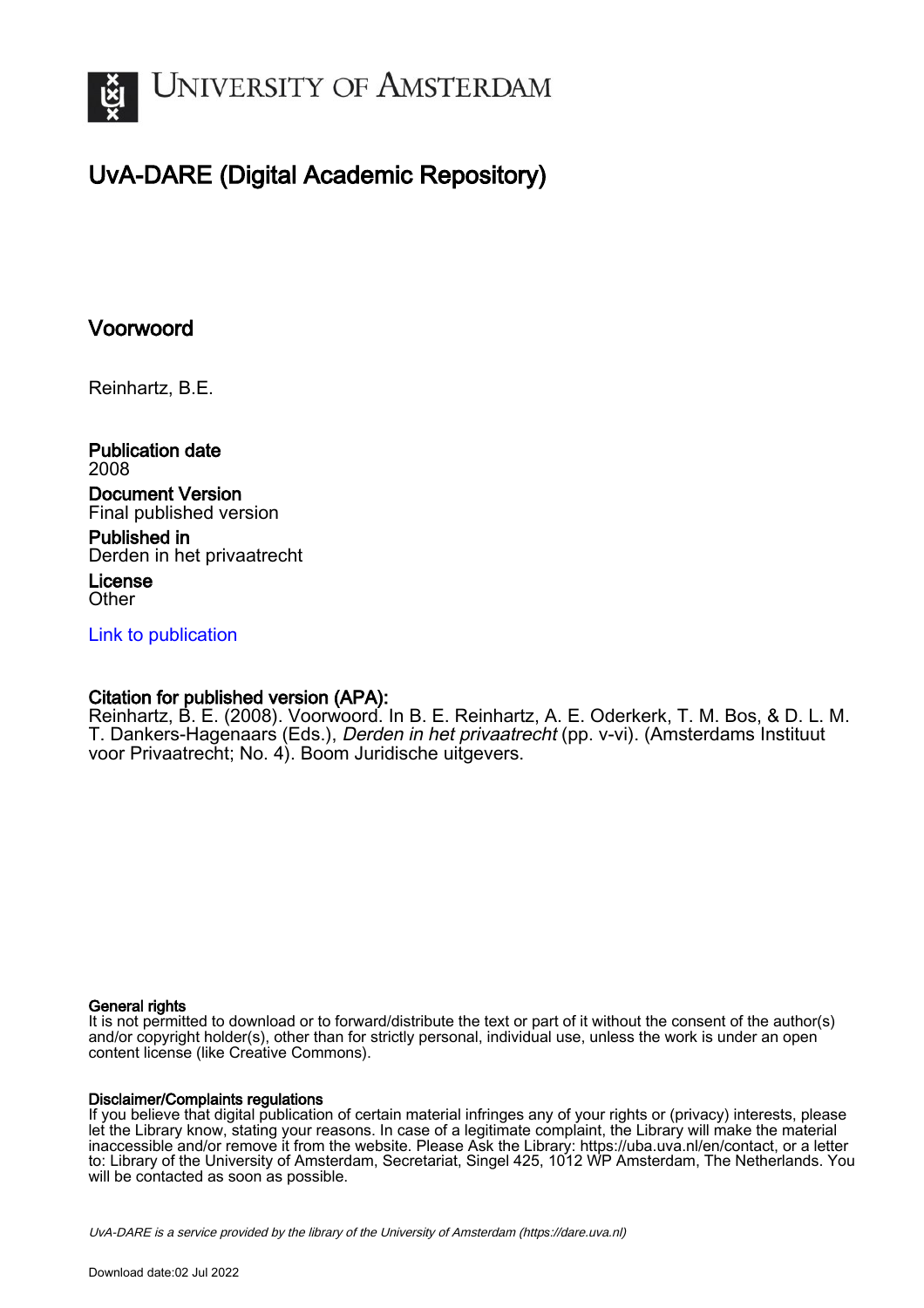UNIVERSITY OF AMSTERDAM

# UvA-DARE (Digital Academic Repository)

## Voorwoord

Reinhartz, B.E.

**Publication date**
2008

**Document Version**
Final published version

**Published in**
Derden in het privaatrecht

**License**
Other

[Link to publication](https://dare.uva.nl)

**Citation for published version (APA):**
Reinhartz, B. E. (2008). Voorwoord. In B. E. Reinhartz, A. E. Oderkerk, T. M. Bos, & D. L. M. T. Dankers-Hagenaars (Eds.), *Derden in het privaatrecht* (pp. v-vi). (Amsterdams Instituut voor Privaatrecht; No. 4). Boom Juridische uitgevers.

**General rights**
It is not permitted to download or to forward/distribute the text or part of it without the consent of the author(s) and/or copyright holder(s), other than for strictly personal, individual use, unless the work is under an open content license (like Creative Commons).

**Disclaimer/Complaints regulations**
If you believe that digital publication of certain material infringes any of your rights or (privacy) interests, please let the Library know, stating your reasons. In case of a legitimate complaint, the Library will make the material inaccessible and/or remove it from the website. Please Ask the Library: https://uba.uva.nl/en/contact, or a letter to: Library of the University of Amsterdam, Secretariat, Singel 425, 1012 WP Amsterdam, The Netherlands. You will be contacted as soon as possible.

UvA-DARE is a service provided by the library of the University of Amsterdam (https://dare.uva.nl)

Download date:02 Jul 2022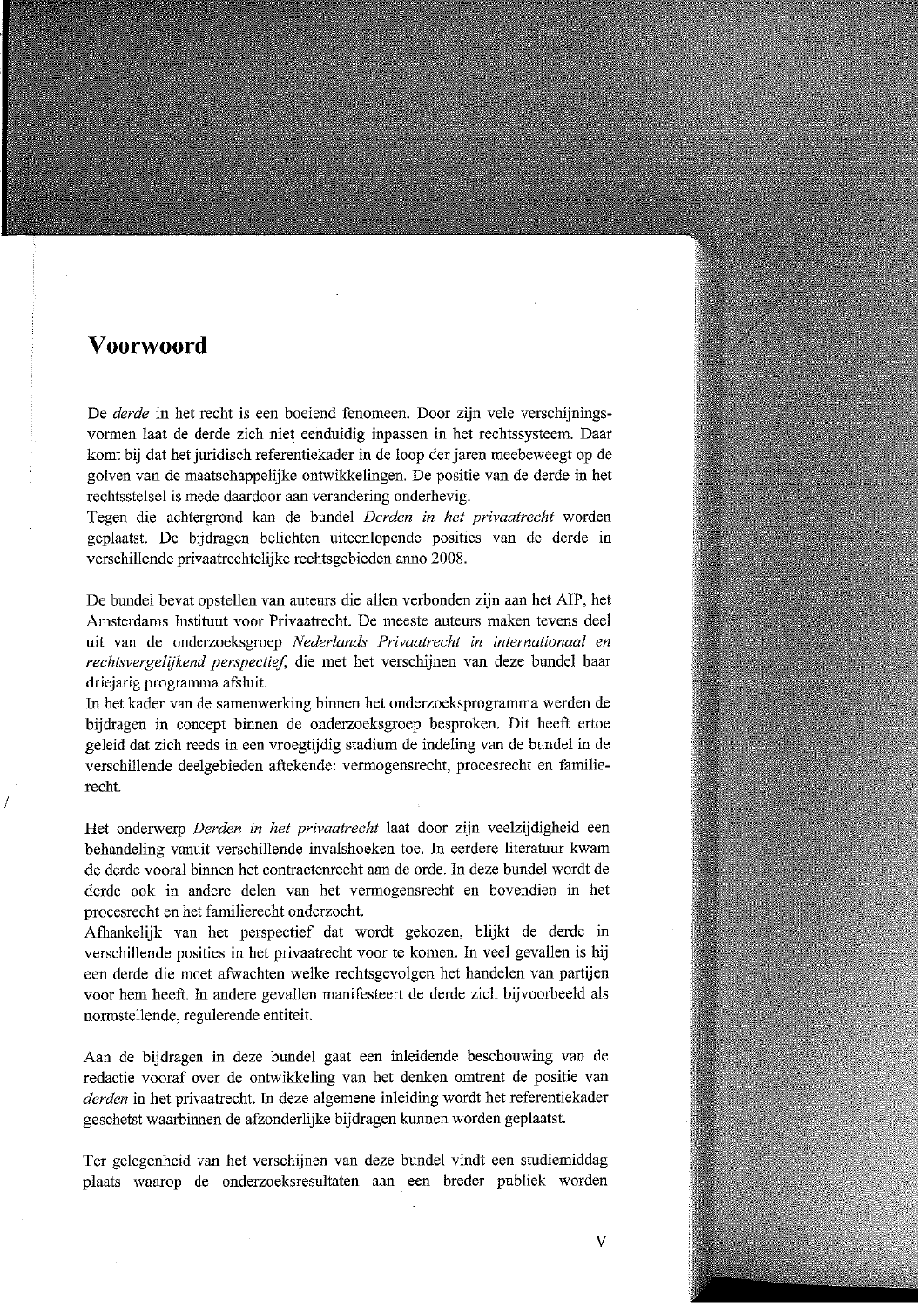# Voorwoord

De *derde* in het recht is een boeiend fenomeen. Door zijn vele verschijningsvormen laat de derde zich niet eenduidig inpassen in het rechtssysteem. Daar komt bij dat het juridisch referentiekader in de loop der jaren meebeweegt op de golven van de maatschappelijke ontwikkelingen. De positie van de derde in het rechtsstelsel is mede daardoor aan verandering onderhevig.
Tegen die achtergrond kan de bundel *Derden in het privaatrecht* worden geplaatst. De bijdragen belichten uiteenlopende posities van de derde in verschillende privaatrechtelijke rechtsgebieden anno 2008.

De bundel bevat opstellen van auteurs die allen verbonden zijn aan het AIP, het Amsterdams Instituut voor Privaatrecht. De meeste auteurs maken tevens deel uit van de onderzoeksgroep *Nederlands Privaatrecht in internationaal en rechtsvergelijkend perspectief*, die met het verschijnen van deze bundel haar driejarig programma afsluit.
In het kader van de samenwerking binnen het onderzoeksprogramma werden de bijdragen in concept binnen de onderzoeksgroep besproken. Dit heeft ertoe geleid dat zich reeds in een vroegtijdig stadium de indeling van de bundel in de verschillende deelgebieden aftekende: vermogensrecht, procesrecht en familierecht.

Het onderwerp *Derden in het privaatrecht* laat door zijn veelzijdigheid een behandeling vanuit verschillende invalshoeken toe. In eerdere literatuur kwam de derde vooral binnen het contractenrecht aan de orde. In deze bundel wordt de derde ook in andere delen van het vermogensrecht en bovendien in het procesrecht en het familierecht onderzocht.
Afhankelijk van het perspectief dat wordt gekozen, blijkt de derde in verschillende posities in het privaatrecht voor te komen. In veel gevallen is hij een derde die moet afwachten welke rechtsgevolgen het handelen van partijen voor hem heeft. In andere gevallen manifesteert de derde zich bijvoorbeeld als normstellende, regulerende entiteit.

Aan de bijdragen in deze bundel gaat een inleidende beschouwing van de redactie vooraf over de ontwikkeling van het denken omtrent de positie van *derden* in het privaatrecht. In deze algemene inleiding wordt het referentiekader geschetst waarbinnen de afzonderlijke bijdragen kunnen worden geplaatst.

Ter gelegenheid van het verschijnen van deze bundel vindt een studiemiddag plaats waarop de onderzoeksresultaten aan een breder publiek worden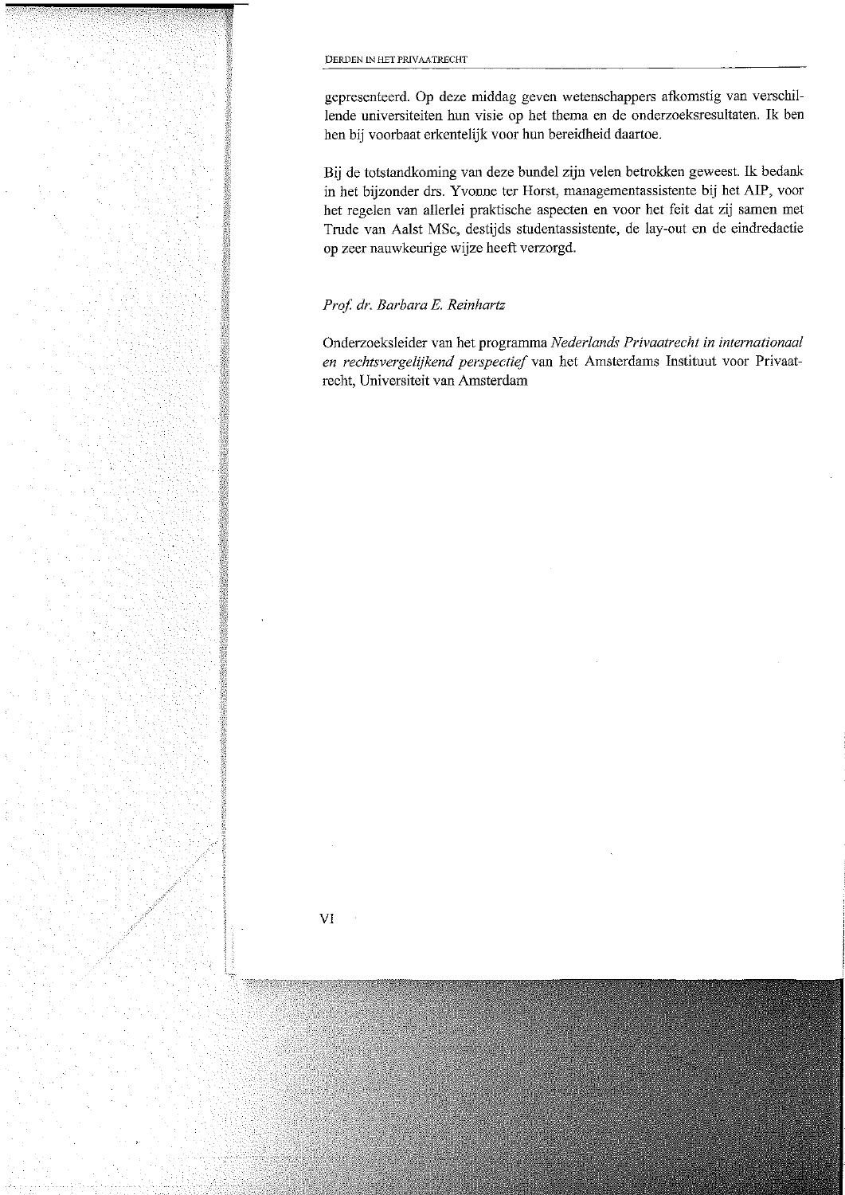gepresenteerd. Op deze middag geven wetenschappers afkomstig van verschillende universiteiten hun visie op het thema en de onderzoeksresultaten. Ik ben hen bij voorbaat erkentelijk voor hun bereidheid daartoe.

Bij de totstandkoming van deze bundel zijn velen betrokken geweest. Ik bedank in het bijzonder drs. Yvonne ter Horst, managementassistente bij het AIP, voor het regelen van allerlei praktische aspecten en voor het feit dat zij samen met Trude van Aalst MSc, destijds studentassistente, de lay-out en de eindredactie op zeer nauwkeurige wijze heeft verzorgd.

*Prof. dr. Barbara E. Reinhartz*

Onderzoeksleider van het programma *Nederlands Privaatrecht in internationaal en rechtsvergelijkend perspectief* van het Amsterdams Instituut voor Privaatrecht, Universiteit van Amsterdam